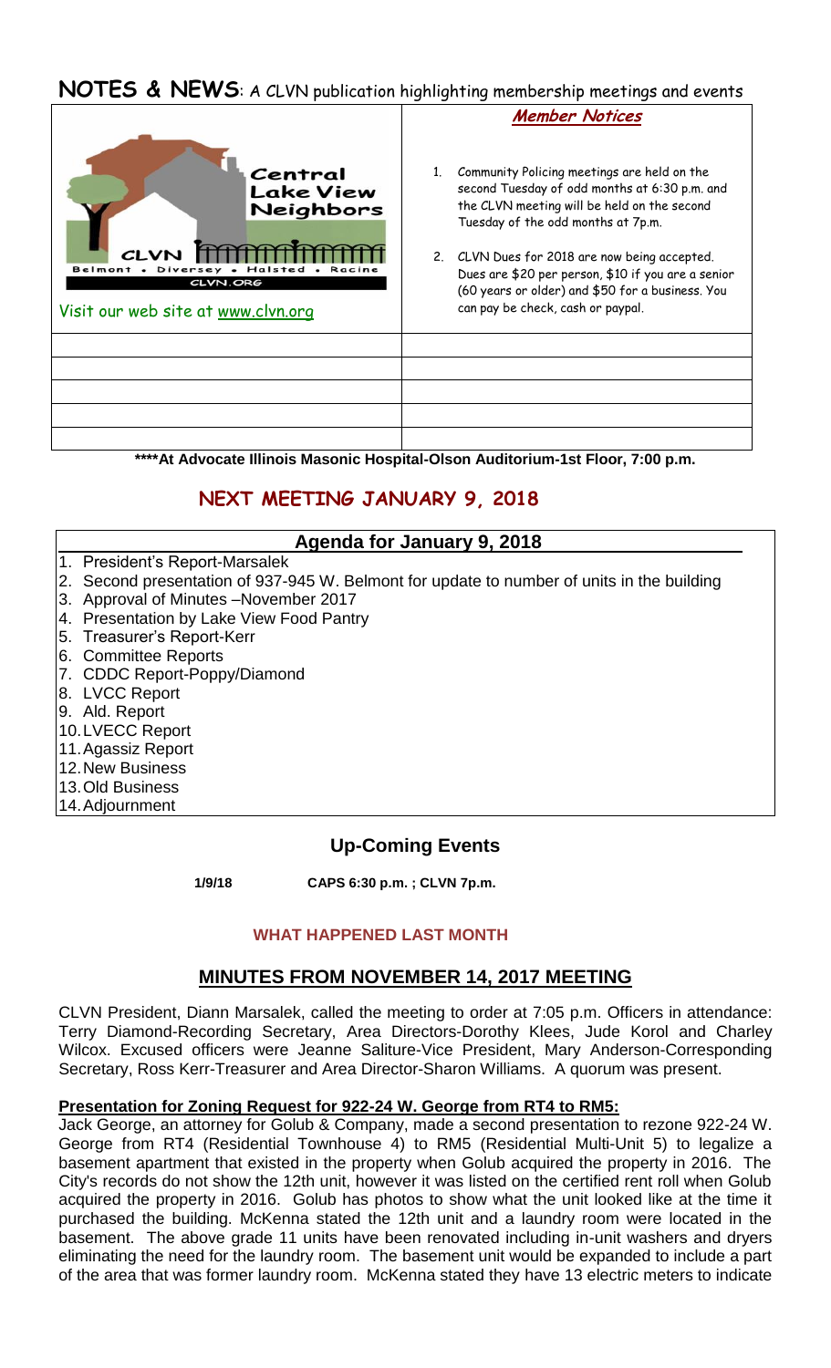# NOTES & NEWS: A CLVN publication highlighting membership meetings and events

Central Lake View Neighbors

CLVN

Belmont • Diversey • Halsted • Racine

CLVN.ORG

Visit our web site at www.clvn.org

***Member Notices***

1. Community Policing meetings are held on the second Tuesday of odd months at 6:30 p.m. and the CLVN meeting will be held on the second Tuesday of the odd months at 7p.m.
2. CLVN Dues for 2018 are now being accepted. Dues are $20 per person, $10 if you are a senior (60 years or older) and $50 for a business. You can pay be check, cash or paypal.

**\*\*\*\*At Advocate Illinois Masonic Hospital-Olson Auditorium-1st Floor, 7:00 p.m.**

## NEXT MEETING JANUARY 9, 2018

### Agenda for January 9, 2018

1. President's Report-Marsalek
2. Second presentation of 937-945 W. Belmont for update to number of units in the building
3. Approval of Minutes –November 2017
4. Presentation by Lake View Food Pantry
5. Treasurer's Report-Kerr
6. Committee Reports
7. CDDC Report-Poppy/Diamond
8. LVCC Report
9. Ald. Report
10. LVECC Report
11. Agassiz Report
12. New Business
13. Old Business
14. Adjournment

### Up-Coming Events

**1/9/18 CAPS 6:30 p.m. ; CLVN 7p.m.**

**WHAT HAPPENED LAST MONTH**

## MINUTES FROM NOVEMBER 14, 2017 MEETING

CLVN President, Diann Marsalek, called the meeting to order at 7:05 p.m. Officers in attendance: Terry Diamond-Recording Secretary, Area Directors-Dorothy Klees, Jude Korol and Charley Wilcox. Excused officers were Jeanne Saliture-Vice President, Mary Anderson-Corresponding Secretary, Ross Kerr-Treasurer and Area Director-Sharon Williams. A quorum was present.

**Presentation for Zoning Request for 922-24 W. George from RT4 to RM5:**

Jack George, an attorney for Golub & Company, made a second presentation to rezone 922-24 W. George from RT4 (Residential Townhouse 4) to RM5 (Residential Multi-Unit 5) to legalize a basement apartment that existed in the property when Golub acquired the property in 2016. The City's records do not show the 12th unit, however it was listed on the certified rent roll when Golub acquired the property in 2016. Golub has photos to show what the unit looked like at the time it purchased the building. McKenna stated the 12th unit and a laundry room were located in the basement. The above grade 11 units have been renovated including in-unit washers and dryers eliminating the need for the laundry room. The basement unit would be expanded to include a part of the area that was former laundry room. McKenna stated they have 13 electric meters to indicate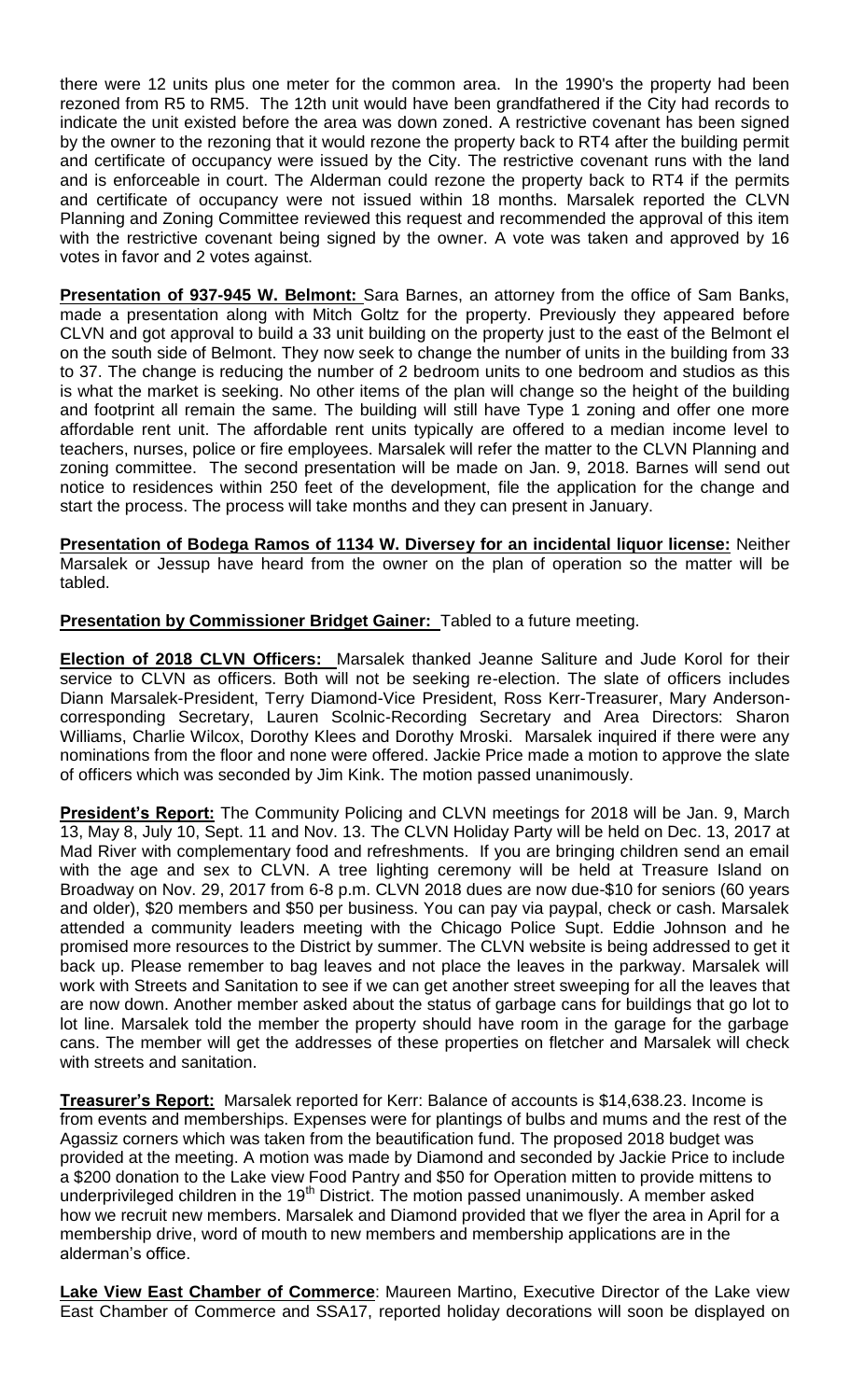there were 12 units plus one meter for the common area. In the 1990's the property had been rezoned from R5 to RM5. The 12th unit would have been grandfathered if the City had records to indicate the unit existed before the area was down zoned. A restrictive covenant has been signed by the owner to the rezoning that it would rezone the property back to RT4 after the building permit and certificate of occupancy were issued by the City. The restrictive covenant runs with the land and is enforceable in court. The Alderman could rezone the property back to RT4 if the permits and certificate of occupancy were not issued within 18 months. Marsalek reported the CLVN Planning and Zoning Committee reviewed this request and recommended the approval of this item with the restrictive covenant being signed by the owner. A vote was taken and approved by 16 votes in favor and 2 votes against.

**Presentation of 937-945 W. Belmont:** Sara Barnes, an attorney from the office of Sam Banks, made a presentation along with Mitch Goltz for the property. Previously they appeared before CLVN and got approval to build a 33 unit building on the property just to the east of the Belmont el on the south side of Belmont. They now seek to change the number of units in the building from 33 to 37. The change is reducing the number of 2 bedroom units to one bedroom and studios as this is what the market is seeking. No other items of the plan will change so the height of the building and footprint all remain the same. The building will still have Type 1 zoning and offer one more affordable rent unit. The affordable rent units typically are offered to a median income level to teachers, nurses, police or fire employees. Marsalek will refer the matter to the CLVN Planning and zoning committee. The second presentation will be made on Jan. 9, 2018. Barnes will send out notice to residences within 250 feet of the development, file the application for the change and start the process. The process will take months and they can present in January.

**Presentation of Bodega Ramos of 1134 W. Diversey for an incidental liquor license:** Neither Marsalek or Jessup have heard from the owner on the plan of operation so the matter will be tabled.

**Presentation by Commissioner Bridget Gainer:** Tabled to a future meeting.

**Election of 2018 CLVN Officers:** Marsalek thanked Jeanne Saliture and Jude Korol for their service to CLVN as officers. Both will not be seeking re-election. The slate of officers includes Diann Marsalek-President, Terry Diamond-Vice President, Ross Kerr-Treasurer, Mary Anderson-corresponding Secretary, Lauren Scolnic-Recording Secretary and Area Directors: Sharon Williams, Charlie Wilcox, Dorothy Klees and Dorothy Mroski. Marsalek inquired if there were any nominations from the floor and none were offered. Jackie Price made a motion to approve the slate of officers which was seconded by Jim Kink. The motion passed unanimously.

**President's Report:** The Community Policing and CLVN meetings for 2018 will be Jan. 9, March 13, May 8, July 10, Sept. 11 and Nov. 13. The CLVN Holiday Party will be held on Dec. 13, 2017 at Mad River with complementary food and refreshments. If you are bringing children send an email with the age and sex to CLVN. A tree lighting ceremony will be held at Treasure Island on Broadway on Nov. 29, 2017 from 6-8 p.m. CLVN 2018 dues are now due-$10 for seniors (60 years and older), $20 members and $50 per business. You can pay via paypal, check or cash. Marsalek attended a community leaders meeting with the Chicago Police Supt. Eddie Johnson and he promised more resources to the District by summer. The CLVN website is being addressed to get it back up. Please remember to bag leaves and not place the leaves in the parkway. Marsalek will work with Streets and Sanitation to see if we can get another street sweeping for all the leaves that are now down. Another member asked about the status of garbage cans for buildings that go lot to lot line. Marsalek told the member the property should have room in the garage for the garbage cans. The member will get the addresses of these properties on fletcher and Marsalek will check with streets and sanitation.

**Treasurer's Report:** Marsalek reported for Kerr: Balance of accounts is $14,638.23. Income is from events and memberships. Expenses were for plantings of bulbs and mums and the rest of the Agassiz corners which was taken from the beautification fund. The proposed 2018 budget was provided at the meeting. A motion was made by Diamond and seconded by Jackie Price to include a $200 donation to the Lake view Food Pantry and $50 for Operation mitten to provide mittens to underprivileged children in the 19th District. The motion passed unanimously. A member asked how we recruit new members. Marsalek and Diamond provided that we flyer the area in April for a membership drive, word of mouth to new members and membership applications are in the alderman's office.

**Lake View East Chamber of Commerce**: Maureen Martino, Executive Director of the Lake view East Chamber of Commerce and SSA17, reported holiday decorations will soon be displayed on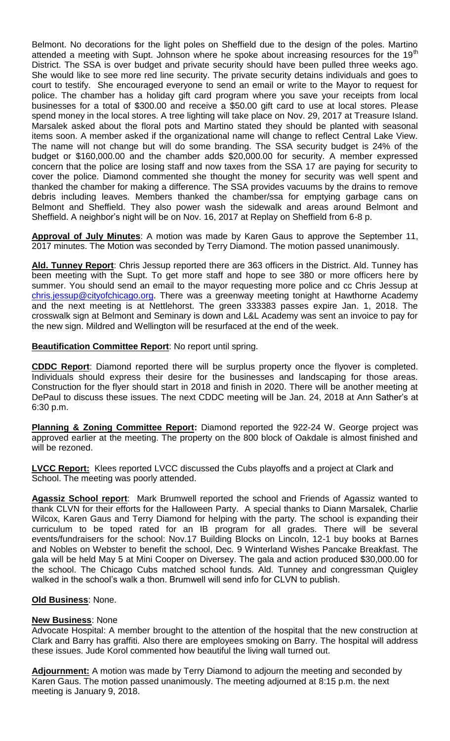Belmont. No decorations for the light poles on Sheffield due to the design of the poles. Martino attended a meeting with Supt. Johnson where he spoke about increasing resources for the 19th District. The SSA is over budget and private security should have been pulled three weeks ago. She would like to see more red line security. The private security detains individuals and goes to court to testify. She encouraged everyone to send an email or write to the Mayor to request for police. The chamber has a holiday gift card program where you save your receipts from local businesses for a total of $300.00 and receive a $50.00 gift card to use at local stores. Please spend money in the local stores. A tree lighting will take place on Nov. 29, 2017 at Treasure Island. Marsalek asked about the floral pots and Martino stated they should be planted with seasonal items soon. A member asked if the organizational name will change to reflect Central Lake View. The name will not change but will do some branding. The SSA security budget is 24% of the budget or $160,000.00 and the chamber adds $20,000.00 for security. A member expressed concern that the police are losing staff and now taxes from the SSA 17 are paying for security to cover the police. Diamond commented she thought the money for security was well spent and thanked the chamber for making a difference. The SSA provides vacuums by the drains to remove debris including leaves. Members thanked the chamber/ssa for emptying garbage cans on Belmont and Sheffield. They also power wash the sidewalk and areas around Belmont and Sheffield. A neighbor's night will be on Nov. 16, 2017 at Replay on Sheffield from 6-8 p.

**Approval of July Minutes**: A motion was made by Karen Gaus to approve the September 11, 2017 minutes. The Motion was seconded by Terry Diamond. The motion passed unanimously.

**Ald. Tunney Report**: Chris Jessup reported there are 363 officers in the District. Ald. Tunney has been meeting with the Supt. To get more staff and hope to see 380 or more officers here by summer. You should send an email to the mayor requesting more police and cc Chris Jessup at chris.jessup@cityofchicago.org. There was a greenway meeting tonight at Hawthorne Academy and the next meeting is at Nettlehorst. The green 333383 passes expire Jan. 1, 2018. The crosswalk sign at Belmont and Seminary is down and L&L Academy was sent an invoice to pay for the new sign. Mildred and Wellington will be resurfaced at the end of the week.

**Beautification Committee Report**: No report until spring.

**CDDC Report**: Diamond reported there will be surplus property once the flyover is completed. Individuals should express their desire for the businesses and landscaping for those areas. Construction for the flyer should start in 2018 and finish in 2020. There will be another meeting at DePaul to discuss these issues. The next CDDC meeting will be Jan. 24, 2018 at Ann Sather's at 6:30 p.m.

**Planning & Zoning Committee Report:** Diamond reported the 922-24 W. George project was approved earlier at the meeting. The property on the 800 block of Oakdale is almost finished and will be rezoned.

**LVCC Report:** Klees reported LVCC discussed the Cubs playoffs and a project at Clark and School. The meeting was poorly attended.

**Agassiz School report**: Mark Brumwell reported the school and Friends of Agassiz wanted to thank CLVN for their efforts for the Halloween Party. A special thanks to Diann Marsalek, Charlie Wilcox, Karen Gaus and Terry Diamond for helping with the party. The school is expanding their curriculum to be toped rated for an IB program for all grades. There will be several events/fundraisers for the school: Nov.17 Building Blocks on Lincoln, 12-1 buy books at Barnes and Nobles on Webster to benefit the school, Dec. 9 Winterland Wishes Pancake Breakfast. The gala will be held May 5 at Mini Cooper on Diversey. The gala and action produced $30,000.00 for the school. The Chicago Cubs matched school funds. Ald. Tunney and congressman Quigley walked in the school's walk a thon. Brumwell will send info for CLVN to publish.

**Old Business**: None.

**New Business**: None

Advocate Hospital: A member brought to the attention of the hospital that the new construction at Clark and Barry has graffiti. Also there are employees smoking on Barry. The hospital will address these issues. Jude Korol commented how beautiful the living wall turned out.

**Adjournment:** A motion was made by Terry Diamond to adjourn the meeting and seconded by Karen Gaus. The motion passed unanimously. The meeting adjourned at 8:15 p.m. the next meeting is January 9, 2018.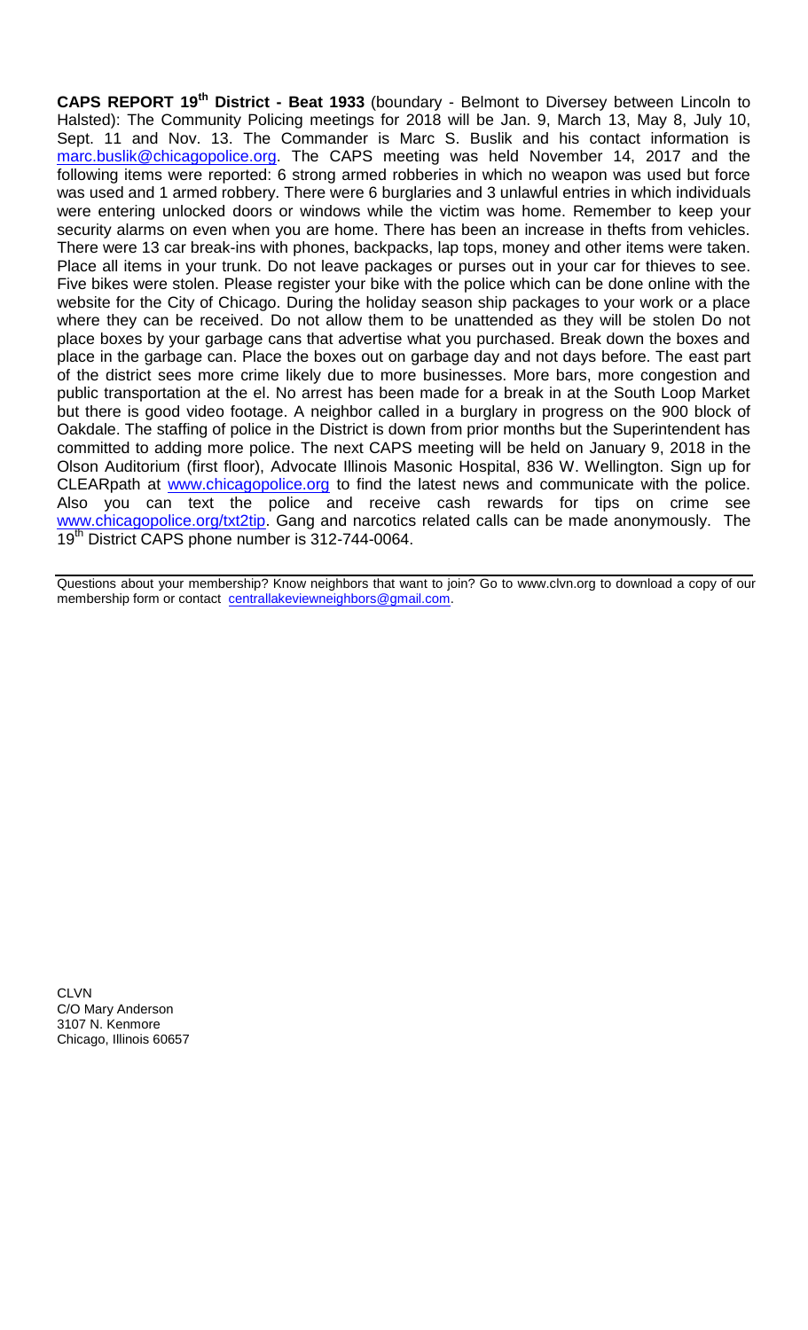**CAPS REPORT 19th District - Beat 1933** (boundary - Belmont to Diversey between Lincoln to Halsted): The Community Policing meetings for 2018 will be Jan. 9, March 13, May 8, July 10, Sept. 11 and Nov. 13. The Commander is Marc S. Buslik and his contact information is marc.buslik@chicagopolice.org. The CAPS meeting was held November 14, 2017 and the following items were reported: 6 strong armed robberies in which no weapon was used but force was used and 1 armed robbery. There were 6 burglaries and 3 unlawful entries in which individuals were entering unlocked doors or windows while the victim was home. Remember to keep your security alarms on even when you are home. There has been an increase in thefts from vehicles. There were 13 car break-ins with phones, backpacks, lap tops, money and other items were taken. Place all items in your trunk. Do not leave packages or purses out in your car for thieves to see. Five bikes were stolen. Please register your bike with the police which can be done online with the website for the City of Chicago. During the holiday season ship packages to your work or a place where they can be received. Do not allow them to be unattended as they will be stolen Do not place boxes by your garbage cans that advertise what you purchased. Break down the boxes and place in the garbage can. Place the boxes out on garbage day and not days before. The east part of the district sees more crime likely due to more businesses. More bars, more congestion and public transportation at the el. No arrest has been made for a break in at the South Loop Market but there is good video footage. A neighbor called in a burglary in progress on the 900 block of Oakdale. The staffing of police in the District is down from prior months but the Superintendent has committed to adding more police. The next CAPS meeting will be held on January 9, 2018 in the Olson Auditorium (first floor), Advocate Illinois Masonic Hospital, 836 W. Wellington. Sign up for CLEARpath at www.chicagopolice.org to find the latest news and communicate with the police. Also you can text the police and receive cash rewards for tips on crime see www.chicagopolice.org/txt2tip. Gang and narcotics related calls can be made anonymously. The 19th District CAPS phone number is 312-744-0064.

---

Questions about your membership? Know neighbors that want to join? Go to www.clvn.org to download a copy of our membership form or contact centrallakeviewneighbors@gmail.com.

CLVN
C/O Mary Anderson
3107 N. Kenmore
Chicago, Illinois 60657